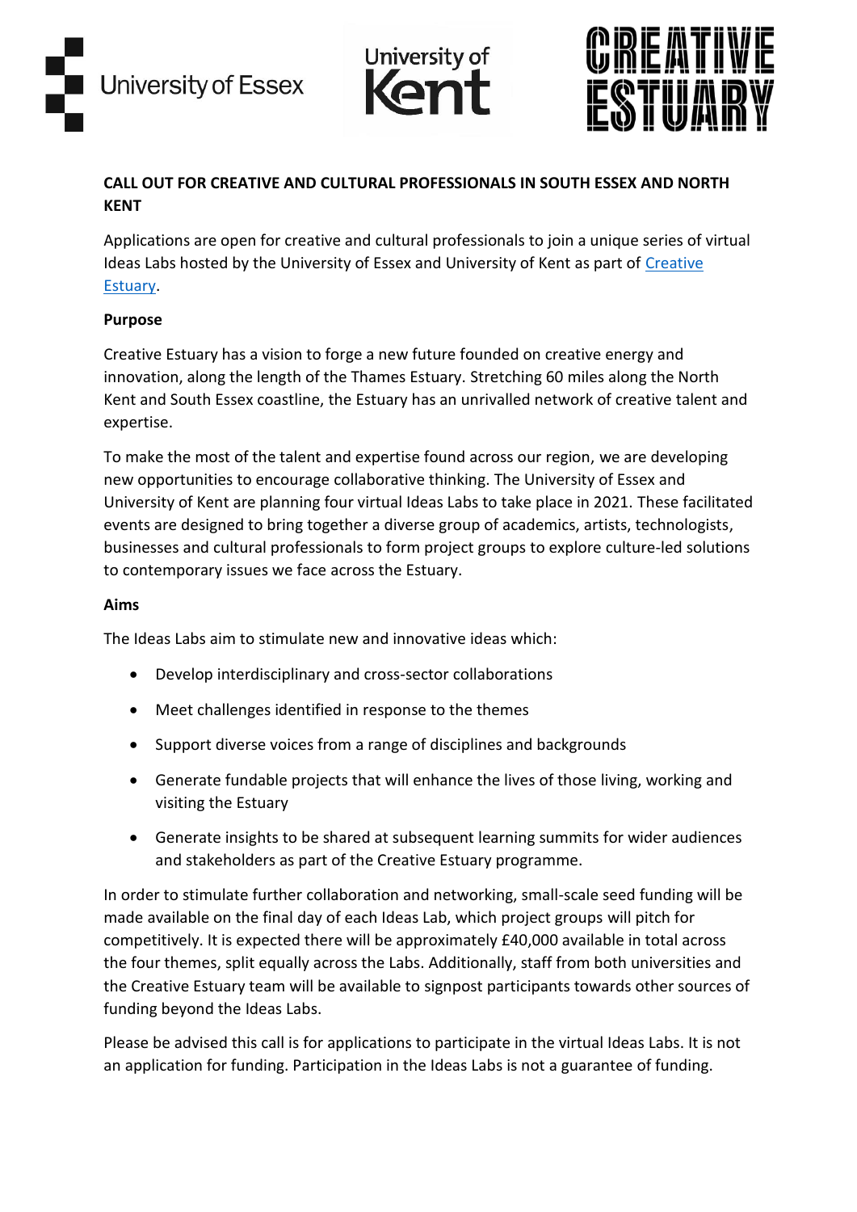**CALL OUT FOR CREATIVE AND CULTURAL PROFESSIONALS IN SOUTH ESSEX AND NORTH KENT**

Applications are open for creative and cultural professionals to join a unique series of virtual Ideas Labs hosted by the University of Essex and University of Kent as part of Creative Estuary.

**Purpose**

Creative Estuary has a vision to forge a new future founded on creative energy and innovation, along the length of the Thames Estuary. Stretching 60 miles along the North Kent and South Essex coastline, the Estuary has an unrivalled network of creative talent and expertise.

To make the most of the talent and expertise found across our region, we are developing new opportunities to encourage collaborative thinking. The University of Essex and University of Kent are planning four virtual Ideas Labs to take place in 2021. These facilitated events are designed to bring together a diverse group of academics, artists, technologists, businesses and cultural professionals to form project groups to explore culture-led solutions to contemporary issues we face across the Estuary.

**Aims**

The Ideas Labs aim to stimulate new and innovative ideas which:

- Develop interdisciplinary and cross-sector collaborations
- Meet challenges identified in response to the themes
- Support diverse voices from a range of disciplines and backgrounds
- Generate fundable projects that will enhance the lives of those living, working and visiting the Estuary
- Generate insights to be shared at subsequent learning summits for wider audiences and stakeholders as part of the Creative Estuary programme.

In order to stimulate further collaboration and networking, small-scale seed funding will be made available on the final day of each Ideas Lab, which project groups will pitch for competitively. It is expected there will be approximately £40,000 available in total across the four themes, split equally across the Labs. Additionally, staff from both universities and the Creative Estuary team will be available to signpost participants towards other sources of funding beyond the Ideas Labs.

Please be advised this call is for applications to participate in the virtual Ideas Labs. It is not an application for funding. Participation in the Ideas Labs is not a guarantee of funding.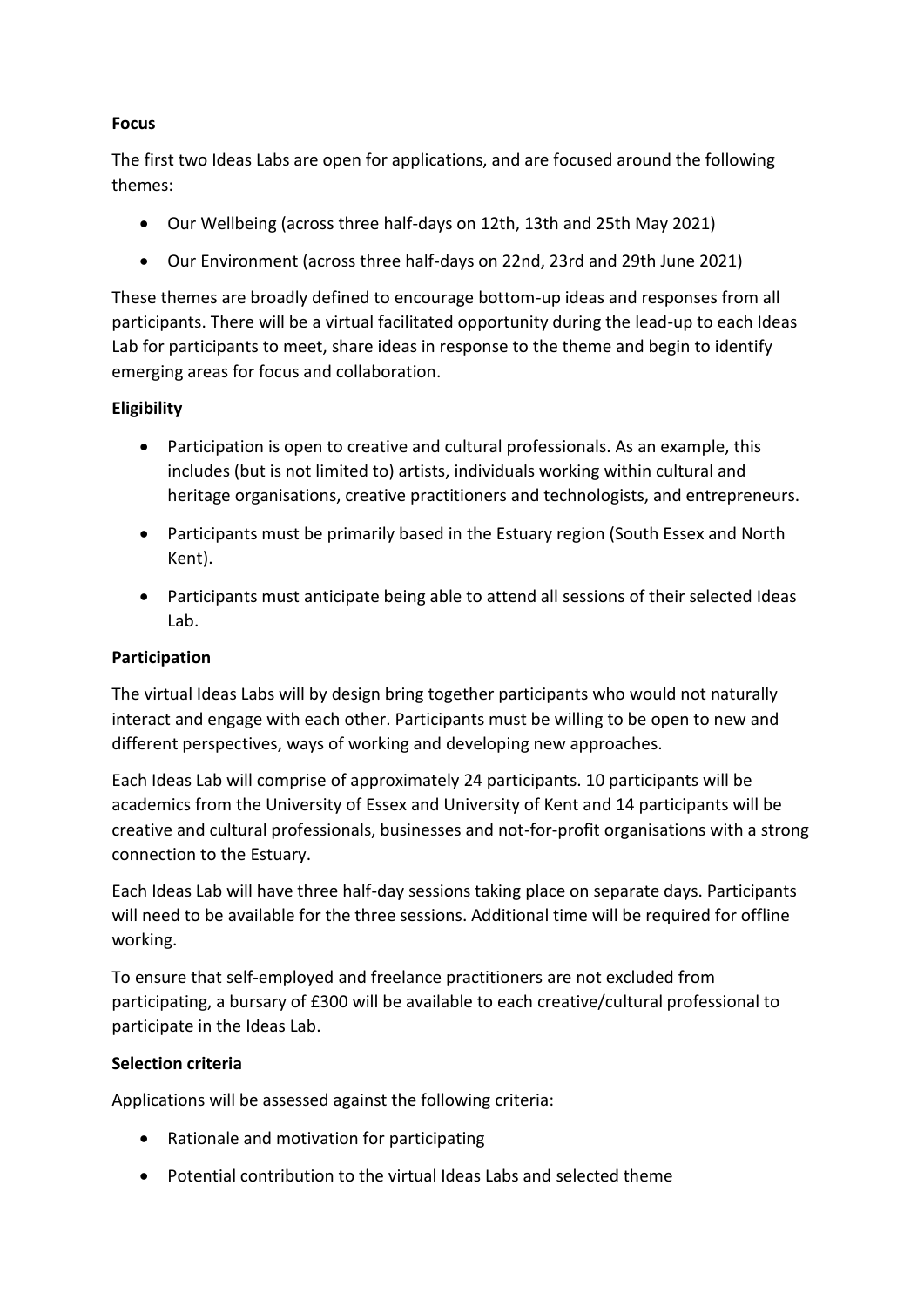**Focus**

The first two Ideas Labs are open for applications, and are focused around the following themes:

- Our Wellbeing (across three half-days on 12th, 13th and 25th May 2021)
- Our Environment (across three half-days on 22nd, 23rd and 29th June 2021)

These themes are broadly defined to encourage bottom-up ideas and responses from all participants. There will be a virtual facilitated opportunity during the lead-up to each Ideas Lab for participants to meet, share ideas in response to the theme and begin to identify emerging areas for focus and collaboration.

**Eligibility**

- Participation is open to creative and cultural professionals. As an example, this includes (but is not limited to) artists, individuals working within cultural and heritage organisations, creative practitioners and technologists, and entrepreneurs.
- Participants must be primarily based in the Estuary region (South Essex and North Kent).
- Participants must anticipate being able to attend all sessions of their selected Ideas Lab.

**Participation**

The virtual Ideas Labs will by design bring together participants who would not naturally interact and engage with each other. Participants must be willing to be open to new and different perspectives, ways of working and developing new approaches.

Each Ideas Lab will comprise of approximately 24 participants. 10 participants will be academics from the University of Essex and University of Kent and 14 participants will be creative and cultural professionals, businesses and not-for-profit organisations with a strong connection to the Estuary.

Each Ideas Lab will have three half-day sessions taking place on separate days. Participants will need to be available for the three sessions. Additional time will be required for offline working.

To ensure that self-employed and freelance practitioners are not excluded from participating, a bursary of £300 will be available to each creative/cultural professional to participate in the Ideas Lab.

**Selection criteria**

Applications will be assessed against the following criteria:

- Rationale and motivation for participating
- Potential contribution to the virtual Ideas Labs and selected theme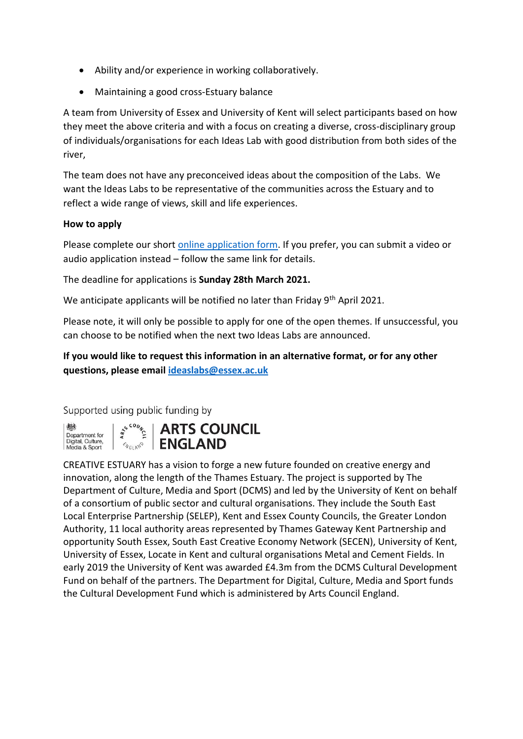- Ability and/or experience in working collaboratively.
- Maintaining a good cross-Estuary balance

A team from University of Essex and University of Kent will select participants based on how they meet the above criteria and with a focus on creating a diverse, cross-disciplinary group of individuals/organisations for each Ideas Lab with good distribution from both sides of the river,

The team does not have any preconceived ideas about the composition of the Labs. We want the Ideas Labs to be representative of the communities across the Estuary and to reflect a wide range of views, skill and life experiences.

**How to apply**

Please complete our short [online application form](). If you prefer, you can submit a video or audio application instead – follow the same link for details.

The deadline for applications is **Sunday 28th March 2021.**

We anticipate applicants will be notified no later than Friday 9th April 2021.

Please note, it will only be possible to apply for one of the open themes. If unsuccessful, you can choose to be notified when the next two Ideas Labs are announced.

**If you would like to request this information in an alternative format, or for any other questions, please email [ideaslabs@essex.ac.uk](mailto:ideaslabs@essex.ac.uk)**

Supported using public funding by

Department for Digital, Culture, Media & Sport | ARTS COUNCIL ENGLAND

CREATIVE ESTUARY has a vision to forge a new future founded on creative energy and innovation, along the length of the Thames Estuary. The project is supported by The Department of Culture, Media and Sport (DCMS) and led by the University of Kent on behalf of a consortium of public sector and cultural organisations. They include the South East Local Enterprise Partnership (SELEP), Kent and Essex County Councils, the Greater London Authority, 11 local authority areas represented by Thames Gateway Kent Partnership and opportunity South Essex, South East Creative Economy Network (SECEN), University of Kent, University of Essex, Locate in Kent and cultural organisations Metal and Cement Fields. In early 2019 the University of Kent was awarded £4.3m from the DCMS Cultural Development Fund on behalf of the partners. The Department for Digital, Culture, Media and Sport funds the Cultural Development Fund which is administered by Arts Council England.